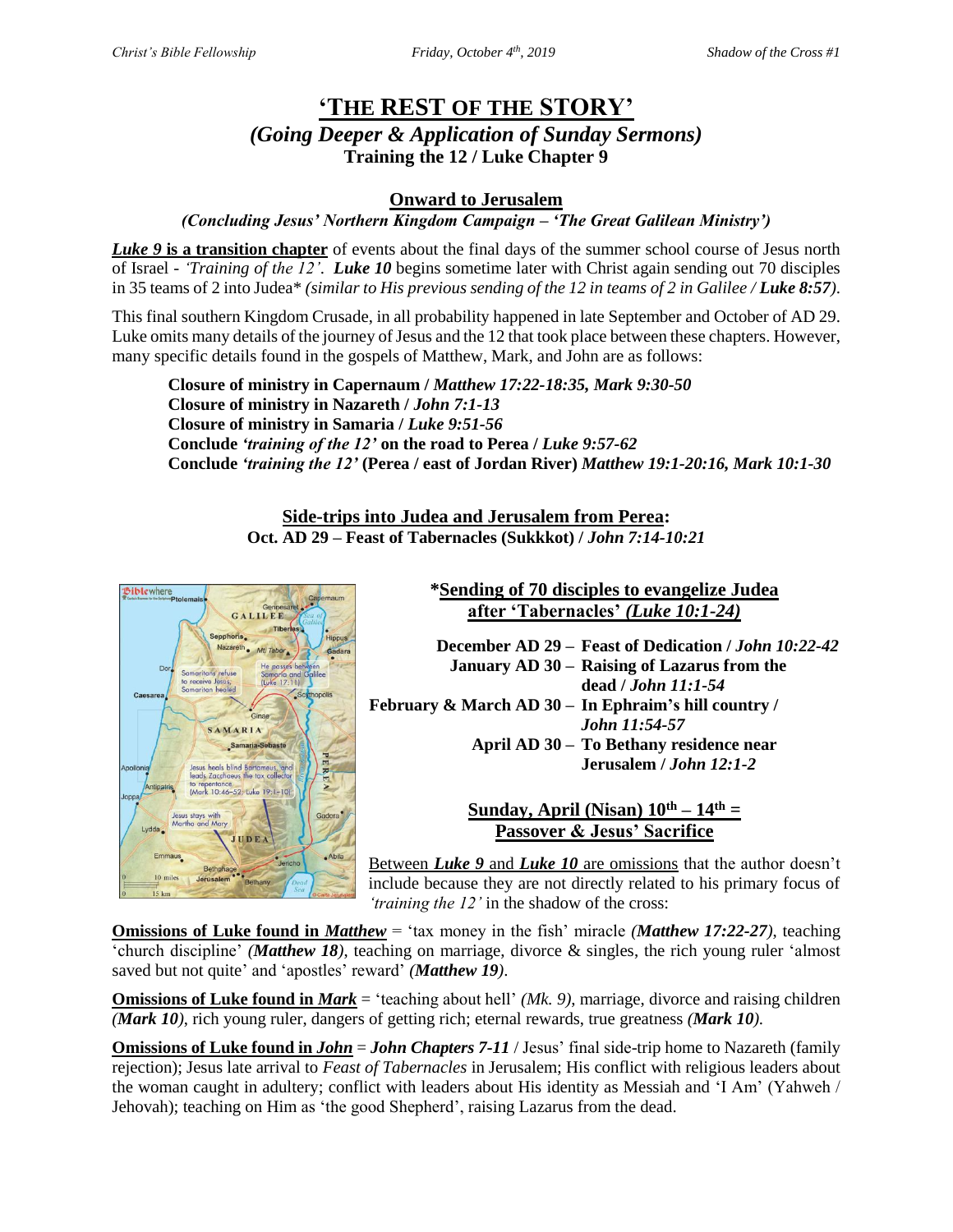# 'THE REST OF THE STORY'

## *(Going Deeper & Application of Sunday Sermons)*

### Training the 12 / Luke Chapter 9

### Onward to Jerusalem

***(Concluding Jesus' Northern Kingdom Campaign – 'The Great Galilean Ministry')***

***Luke 9* is a transition chapter** of events about the final days of the summer school course of Jesus north of Israel - *'Training of the 12'*. ***Luke 10*** begins sometime later with Christ again sending out 70 disciples in 35 teams of 2 into Judea* *(similar to His previous sending of the 12 in teams of 2 in Galilee / **Luke 8:57**)*.

This final southern Kingdom Crusade, in all probability happened in late September and October of AD 29. Luke omits many details of the journey of Jesus and the 12 that took place between these chapters. However, many specific details found in the gospels of Matthew, Mark, and John are as follows:

**Closure of ministry in Capernaum / *Matthew 17:22-18:35, Mark 9:30-50***
**Closure of ministry in Nazareth / *John 7:1-13***
**Closure of ministry in Samaria / *Luke 9:51-56***
**Conclude *'training of the 12'* on the road to Perea / *Luke 9:57-62***
**Conclude *'training the 12'* (Perea / east of Jordan River) *Matthew 19:1-20:16, Mark 10:1-30***

**Side-trips into Judea and Jerusalem from Perea:**
**Oct. AD 29 – Feast of Tabernacles (Sukkkot) / *John 7:14-10:21***

**\*Sending of 70 disciples to evangelize Judea after 'Tabernacles' *(Luke 10:1-24)***

**December AD 29 – Feast of Dedication / *John 10:22-42***
**January AD 30 – Raising of Lazarus from the dead / *John 11:1-54***
**February & March AD 30 – In Ephraim's hill country / *John 11:54-57***
**April AD 30 – To Bethany residence near Jerusalem / *John 12:1-2***

**Sunday, April (Nisan) 10th – 14th = Passover & Jesus' Sacrifice**

Between ***Luke 9*** and ***Luke 10*** are omissions that the author doesn't include because they are not directly related to his primary focus of *'training the 12'* in the shadow of the cross:

**Omissions of Luke found in *Matthew*** = 'tax money in the fish' miracle *(**Matthew 17:22-27**)*, teaching 'church discipline' *(**Matthew 18**)*, teaching on marriage, divorce & singles, the rich young ruler 'almost saved but not quite' and 'apostles' reward' *(**Matthew 19**)*.

**Omissions of Luke found in *Mark*** = 'teaching about hell' *(Mk. 9)*, marriage, divorce and raising children *(**Mark 10**)*, rich young ruler, dangers of getting rich; eternal rewards, true greatness *(**Mark 10**)*.

**Omissions of Luke found in *John*** = ***John Chapters 7-11*** / Jesus' final side-trip home to Nazareth (family rejection); Jesus late arrival to *Feast of Tabernacles* in Jerusalem; His conflict with religious leaders about the woman caught in adultery; conflict with leaders about His identity as Messiah and 'I Am' (Yahweh / Jehovah); teaching on Him as 'the good Shepherd', raising Lazarus from the dead.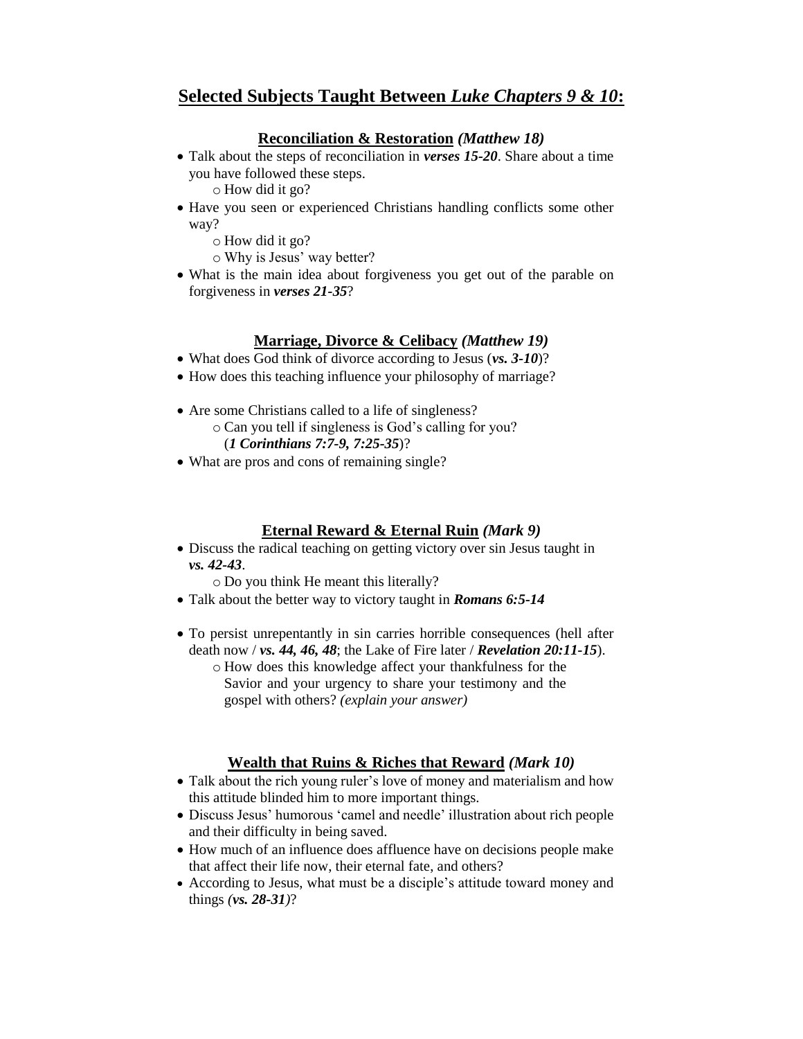# **Selected Subjects Taught Between *Luke Chapters 9 & 10*:**

## Reconciliation & Restoration *(Matthew 18)*

- Talk about the steps of reconciliation in ***verses 15-20***. Share about a time you have followed these steps.
  - How did it go?
- Have you seen or experienced Christians handling conflicts some other way?
  - How did it go?
  - Why is Jesus' way better?
- What is the main idea about forgiveness you get out of the parable on forgiveness in ***verses 21-35***?

## Marriage, Divorce & Celibacy *(Matthew 19)*

- What does God think of divorce according to Jesus (***vs. 3-10***)?
- How does this teaching influence your philosophy of marriage?

- Are some Christians called to a life of singleness?
  - Can you tell if singleness is God's calling for you? (***1 Corinthians 7:7-9, 7:25-35***)?
- What are pros and cons of remaining single?

## Eternal Reward & Eternal Ruin *(Mark 9)*

- Discuss the radical teaching on getting victory over sin Jesus taught in ***vs. 42-43***.
  - Do you think He meant this literally?
- Talk about the better way to victory taught in ***Romans 6:5-14***

- To persist unrepentantly in sin carries horrible consequences (hell after death now / ***vs. 44, 46, 48***; the Lake of Fire later / ***Revelation 20:11-15***).
  - How does this knowledge affect your thankfulness for the Savior and your urgency to share your testimony and the gospel with others? *(explain your answer)*

## Wealth that Ruins & Riches that Reward *(Mark 10)*

- Talk about the rich young ruler's love of money and materialism and how this attitude blinded him to more important things.
- Discuss Jesus' humorous 'camel and needle' illustration about rich people and their difficulty in being saved.
- How much of an influence does affluence have on decisions people make that affect their life now, their eternal fate, and others?
- According to Jesus, what must be a disciple's attitude toward money and things ***(vs. 28-31)***?